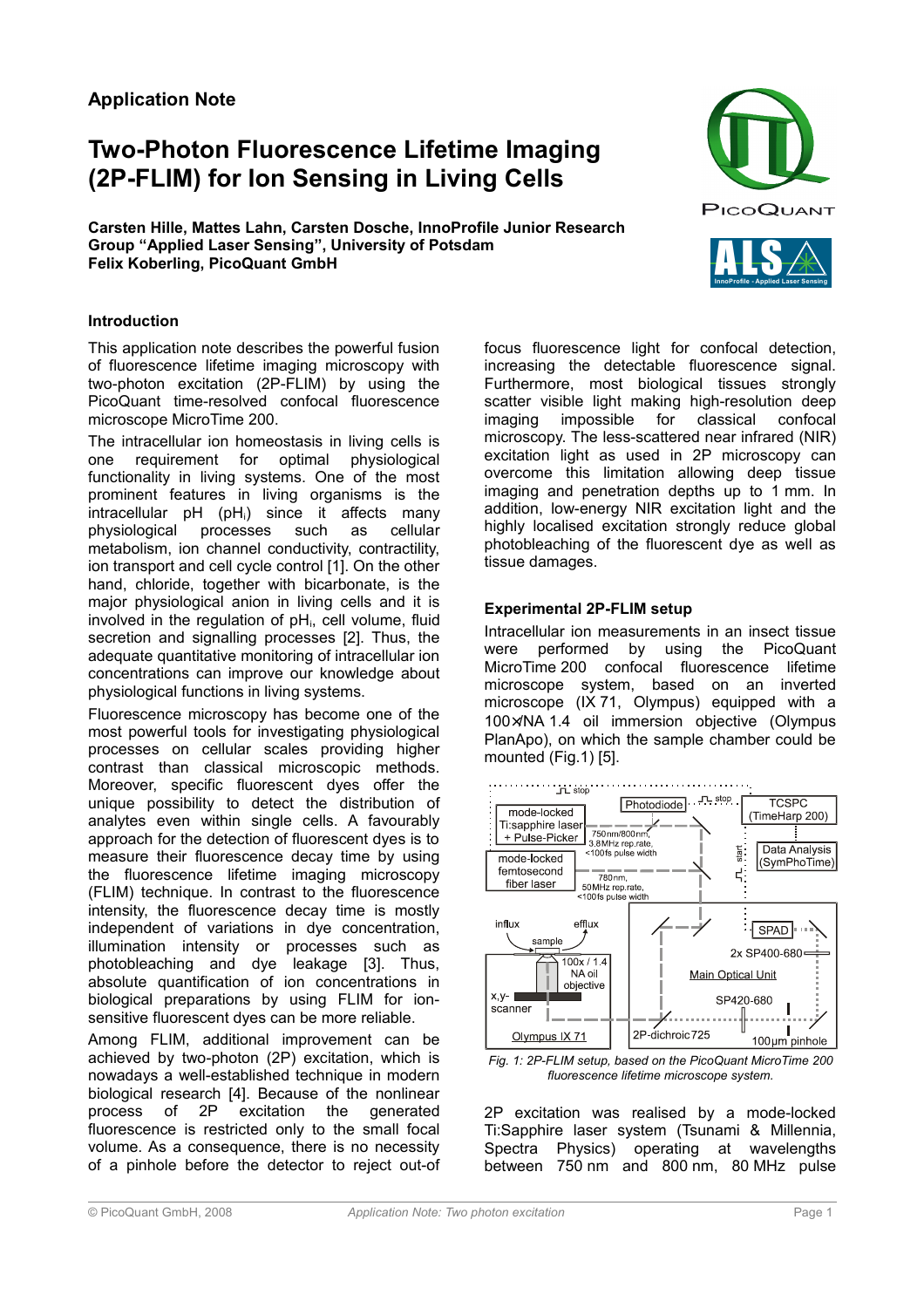Application Note

# Two-Photon Fluorescence Lifetime Imaging (2P-FLIM) for Ion Sensing in Living Cells

**Carsten Hille, Mattes Lahn, Carsten Dosche, InnoProfile Junior Research Group "Applied Laser Sensing", University of Potsdam**
**Felix Koberling, PicoQuant GmbH**

## Introduction

This application note describes the powerful fusion of fluorescence lifetime imaging microscopy with two-photon excitation (2P-FLIM) by using the PicoQuant time-resolved confocal fluorescence microscope MicroTime 200.

The intracellular ion homeostasis in living cells is one requirement for optimal physiological functionality in living systems. One of the most prominent features in living organisms is the intracellular pH ($pH_i$) since it affects many physiological processes such as cellular metabolism, ion channel conductivity, contractility, ion transport and cell cycle control [1]. On the other hand, chloride, together with bicarbonate, is the major physiological anion in living cells and it is involved in the regulation of $pH_i$, cell volume, fluid secretion and signalling processes [2]. Thus, the adequate quantitative monitoring of intracellular ion concentrations can improve our knowledge about physiological functions in living systems.

Fluorescence microscopy has become one of the most powerful tools for investigating physiological processes on cellular scales providing higher contrast than classical microscopic methods. Moreover, specific fluorescent dyes offer the unique possibility to detect the distribution of analytes even within single cells. A favourably approach for the detection of fluorescent dyes is to measure their fluorescence decay time by using the fluorescence lifetime imaging microscopy (FLIM) technique. In contrast to the fluorescence intensity, the fluorescence decay time is mostly independent of variations in dye concentration, illumination intensity or processes such as photobleaching and dye leakage [3]. Thus, absolute quantification of ion concentrations in biological preparations by using FLIM for ion-sensitive fluorescent dyes can be more reliable.

Among FLIM, additional improvement can be achieved by two-photon (2P) excitation, which is nowadays a well-established technique in modern biological research [4]. Because of the nonlinear process of 2P excitation the generated fluorescence is restricted only to the small focal volume. As a consequence, there is no necessity of a pinhole before the detector to reject out-of focus fluorescence light for confocal detection, increasing the detectable fluorescence signal. Furthermore, most biological tissues strongly scatter visible light making high-resolution deep imaging impossible for classical confocal microscopy. The less-scattered near infrared (NIR) excitation light as used in 2P microscopy can overcome this limitation allowing deep tissue imaging and penetration depths up to 1 mm. In addition, low-energy NIR excitation light and the highly localised excitation strongly reduce global photobleaching of the fluorescent dye as well as tissue damages.

## Experimental 2P-FLIM setup

Intracellular ion measurements in an insect tissue were performed by using the PicoQuant MicroTime 200 confocal fluorescence lifetime microscope system, based on an inverted microscope (IX 71, Olympus) equipped with a 100×/NA 1.4 oil immersion objective (Olympus PlanApo), on which the sample chamber could be mounted (Fig.1) [5].

*Fig. 1: 2P-FLIM setup, based on the PicoQuant MicroTime 200 fluorescence lifetime microscope system.*

2P excitation was realised by a mode-locked Ti:Sapphire laser system (Tsunami & Millennia, Spectra Physics) operating at wavelengths between 750 nm and 800 nm, 80 MHz pulse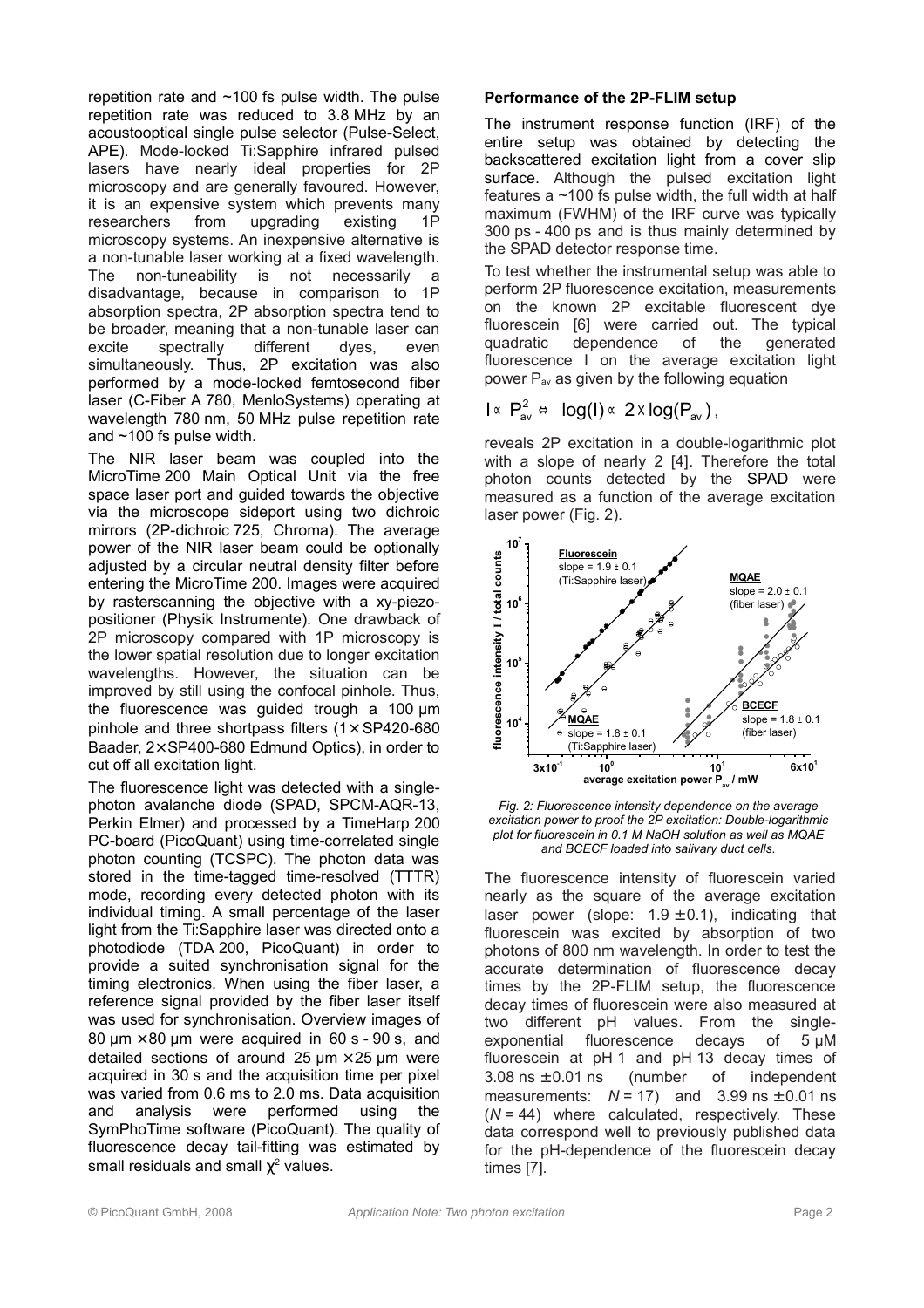repetition rate and ~100 fs pulse width. The pulse repetition rate was reduced to 3.8 MHz by an acoustooptical single pulse selector (Pulse-Select, APE). Mode-locked Ti:Sapphire infrared pulsed lasers have nearly ideal properties for 2P microscopy and are generally favoured. However, it is an expensive system which prevents many researchers from upgrading existing 1P microscopy systems. An inexpensive alternative is a non-tunable laser working at a fixed wavelength. The non-tuneability is not necessarily a disadvantage, because in comparison to 1P absorption spectra, 2P absorption spectra tend to be broader, meaning that a non-tunable laser can excite spectrally different dyes, even simultaneously. Thus, 2P excitation was also performed by a mode-locked femtosecond fiber laser (C-Fiber A 780, MenloSystems) operating at wavelength 780 nm, 50 MHz pulse repetition rate and ~100 fs pulse width.

The NIR laser beam was coupled into the MicroTime 200 Main Optical Unit via the free space laser port and guided towards the objective via the microscope sideport using two dichroic mirrors (2P-dichroic 725, Chroma). The average power of the NIR laser beam could be optionally adjusted by a circular neutral density filter before entering the MicroTime 200. Images were acquired by rasterscanning the objective with a xy-piezo-positioner (Physik Instrumente). One drawback of 2P microscopy compared with 1P microscopy is the lower spatial resolution due to longer excitation wavelengths. However, the situation can be improved by still using the confocal pinhole. Thus, the fluorescence was guided trough a 100 µm pinhole and three shortpass filters (1 × SP420-680 Baader, 2 × SP400-680 Edmund Optics), in order to cut off all excitation light.

The fluorescence light was detected with a single-photon avalanche diode (SPAD, SPCM-AQR-13, Perkin Elmer) and processed by a TimeHarp 200 PC-board (PicoQuant) using time-correlated single photon counting (TCSPC). The photon data was stored in the time-tagged time-resolved (TTTR) mode, recording every detected photon with its individual timing. A small percentage of the laser light from the Ti:Sapphire laser was directed onto a photodiode (TDA 200, PicoQuant) in order to provide a suited synchronisation signal for the timing electronics. When using the fiber laser, a reference signal provided by the fiber laser itself was used for synchronisation. Overview images of 80 µm × 80 µm were acquired in 60 s - 90 s, and detailed sections of around 25 µm × 25 µm were acquired in 30 s and the acquisition time per pixel was varied from 0.6 ms to 2.0 ms. Data acquisition and analysis were performed using the SymPhoTime software (PicoQuant). The quality of fluorescence decay tail-fitting was estimated by small residuals and small $\chi^2$ values.

### Performance of the 2P-FLIM setup

The instrument response function (IRF) of the entire setup was obtained by detecting the backscattered excitation light from a cover slip surface. Although the pulsed excitation light features a ~100 fs pulse width, the full width at half maximum (FWHM) of the IRF curve was typically 300 ps - 400 ps and is thus mainly determined by the SPAD detector response time.

To test whether the instrumental setup was able to perform 2P fluorescence excitation, measurements on the known 2P excitable fluorescent dye fluorescein [6] were carried out. The typical quadratic dependence of the generated fluorescence I on the average excitation light power $P_{av}$ as given by the following equation

$$I \propto P_{av}^2 \Leftrightarrow \log(I) \propto 2 \times \log(P_{av}),$$

reveals 2P excitation in a double-logarithmic plot with a slope of nearly 2 [4]. Therefore the total photon counts detected by the SPAD were measured as a function of the average excitation laser power (Fig. 2).

*Fig. 2: Fluorescence intensity dependence on the average excitation power to proof the 2P excitation: Double-logarithmic plot for fluorescein in 0.1 M NaOH solution as well as MQAE and BCECF loaded into salivary duct cells.*

The fluorescence intensity of fluorescein varied nearly as the square of the average excitation laser power (slope: 1.9 ± 0.1), indicating that fluorescein was excited by absorption of two photons of 800 nm wavelength. In order to test the accurate determination of fluorescence decay times by the 2P-FLIM setup, the fluorescence decay times of fluorescein were also measured at two different pH values. From the single-exponential fluorescence decays of 5 µM fluorescein at pH 1 and pH 13 decay times of 3.08 ns ± 0.01 ns (number of independent measurements: $N = 17$) and 3.99 ns ± 0.01 ns ($N = 44$) where calculated, respectively. These data correspond well to previously published data for the pH-dependence of the fluorescein decay times [7].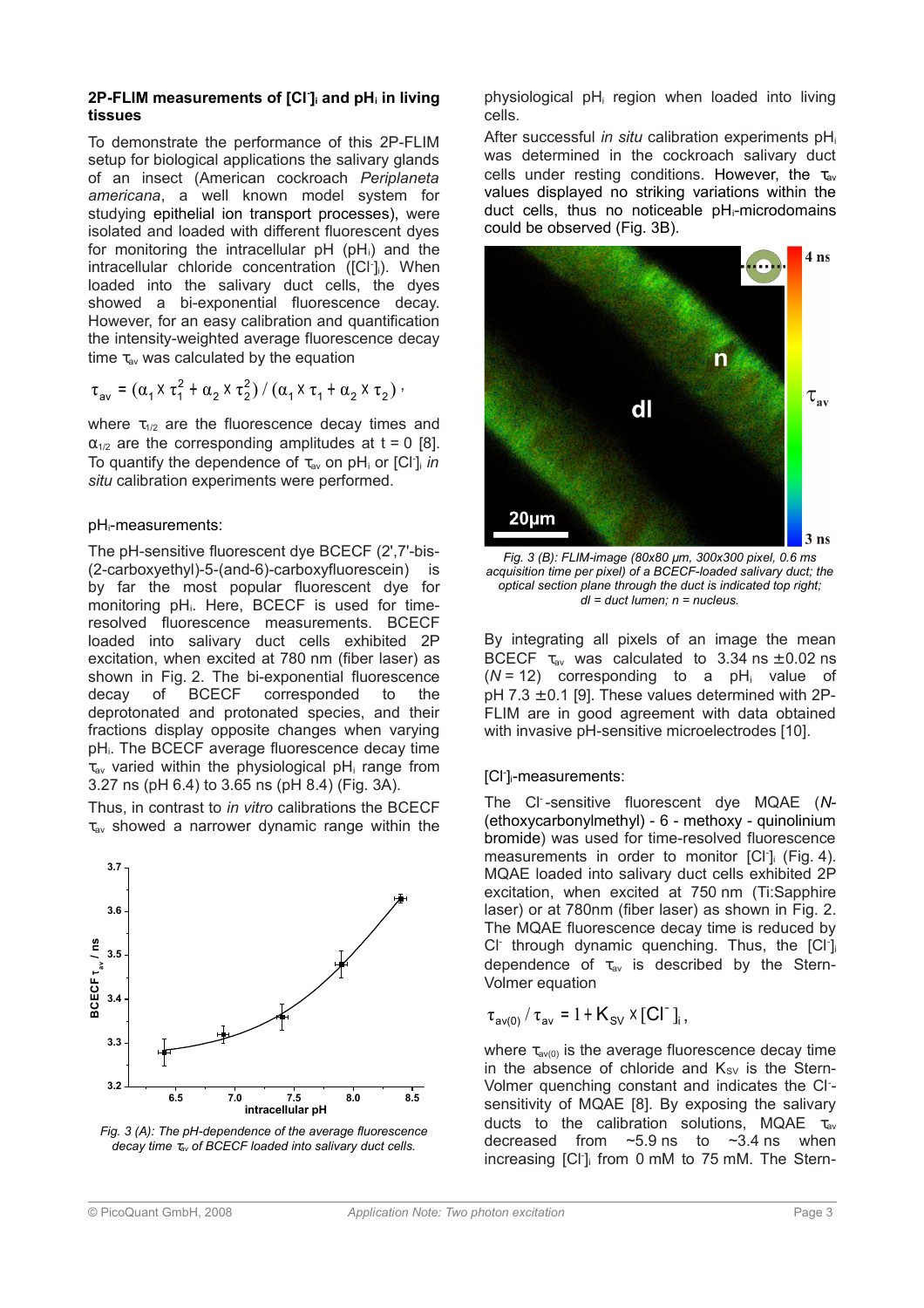### 2P-FLIM measurements of $[Cl^-]_i$ and $pH_i$ in living tissues

To demonstrate the performance of this 2P-FLIM setup for biological applications the salivary glands of an insect (American cockroach *Periplaneta americana*, a well known model system for studying epithelial ion transport processes), were isolated and loaded with different fluorescent dyes for monitoring the intracellular pH ($pH_i$) and the intracellular chloride concentration ($[Cl^-]_i$). When loaded into the salivary duct cells, the dyes showed a bi-exponential fluorescence decay. However, for an easy calibration and quantification the intensity-weighted average fluorescence decay time $\tau_{av}$ was calculated by the equation

$$\tau_{av} = (\alpha_1 \times \tau_1^2 + \alpha_2 \times \tau_2^2) / (\alpha_1 \times \tau_1 + \alpha_2 \times \tau_2),$$

where $\tau_{1/2}$ are the fluorescence decay times and $\alpha_{1/2}$ are the corresponding amplitudes at t = 0 [8]. To quantify the dependence of $\tau_{av}$ on $pH_i$ or $[Cl^-]_i$ *in situ* calibration experiments were performed.

$pH_i$-measurements:

The pH-sensitive fluorescent dye BCECF (2',7'-bis-(2-carboxyethyl)-5-(and-6)-carboxyfluorescein) is by far the most popular fluorescent dye for monitoring $pH_i$. Here, BCECF is used for time-resolved fluorescence measurements. BCECF loaded into salivary duct cells exhibited 2P excitation, when excited at 780 nm (fiber laser) as shown in Fig. 2. The bi-exponential fluorescence decay of BCECF corresponded to the deprotonated and protonated species, and their fractions display opposite changes when varying $pH_i$. The BCECF average fluorescence decay time $\tau_{av}$ varied within the physiological $pH_i$ range from 3.27 ns (pH 6.4) to 3.65 ns (pH 8.4) (Fig. 3A).

Thus, in contrast to *in vitro* calibrations the BCECF $\tau_{av}$ showed a narrower dynamic range within the physiological $pH_i$ region when loaded into living cells.

*Fig. 3 (A): The pH-dependence of the average fluorescence decay time $\tau_{av}$ of BCECF loaded into salivary duct cells.*

After successful *in situ* calibration experiments $pH_i$ was determined in the cockroach salivary duct cells under resting conditions. However, the $\tau_{av}$ values displayed no striking variations within the duct cells, thus no noticeable $pH_i$-microdomains could be observed (Fig. 3B).

*Fig. 3 (B): FLIM-image (80x80 µm, 300x300 pixel, 0.6 ms acquisition time per pixel) of a BCECF-loaded salivary duct; the optical section plane through the duct is indicated top right; dl = duct lumen; n = nucleus.*

By integrating all pixels of an image the mean BCECF $\tau_{av}$ was calculated to 3.34 ns ±0.02 ns (*N* = 12) corresponding to a $pH_i$ value of pH 7.3 ±0.1 [9]. These values determined with 2P-FLIM are in good agreement with data obtained with invasive pH-sensitive microelectrodes [10].

$[Cl^-]_i$-measurements:

The $Cl^-$-sensitive fluorescent dye MQAE (*N*-(ethoxycarbonylmethyl) - 6 - methoxy - quinolinium bromide) was used for time-resolved fluorescence measurements in order to monitor $[Cl^-]_i$ (Fig. 4). MQAE loaded into salivary duct cells exhibited 2P excitation, when excited at 750 nm (Ti:Sapphire laser) or at 780nm (fiber laser) as shown in Fig. 2. The MQAE fluorescence decay time is reduced by $Cl^-$ through dynamic quenching. Thus, the $[Cl^-]_i$ dependence of $\tau_{av}$ is described by the Stern-Volmer equation

$$\tau_{av(0)} / \tau_{av} = 1 + K_{SV} \times [Cl^-]_i,$$

where $\tau_{av(0)}$ is the average fluorescence decay time in the absence of chloride and $K_{SV}$ is the Stern-Volmer quenching constant and indicates the $Cl^-$-sensitivity of MQAE [8]. By exposing the salivary ducts to the calibration solutions, MQAE $\tau_{av}$ decreased from ~5.9 ns to ~3.4 ns when increasing $[Cl^-]_i$ from 0 mM to 75 mM. The Stern-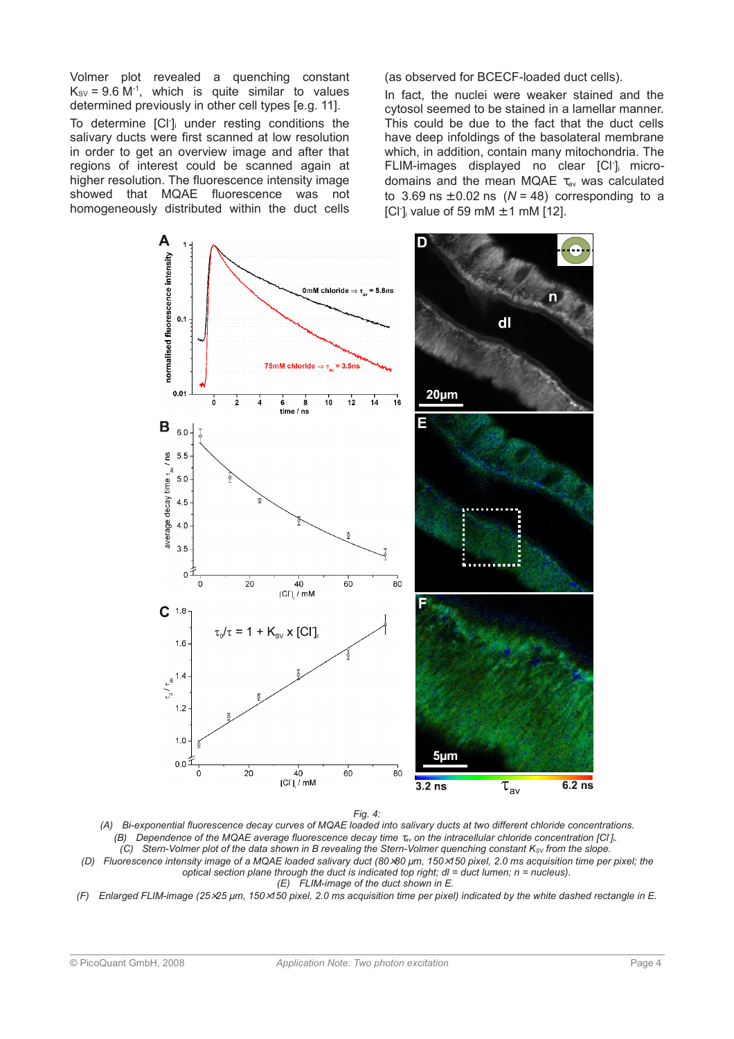Volmer plot revealed a quenching constant $K_{SV}$ = 9.6 $M^{-1}$, which is quite similar to values determined previously in other cell types [e.g. 11].

To determine $[Cl^-]_i$ under resting conditions the salivary ducts were first scanned at low resolution in order to get an overview image and after that regions of interest could be scanned again at higher resolution. The fluorescence intensity image showed that MQAE fluorescence was not homogeneously distributed within the duct cells (as observed for BCECF-loaded duct cells).

In fact, the nuclei were weaker stained and the cytosol seemed to be stained in a lamellar manner. This could be due to the fact that the duct cells have deep infoldings of the basolateral membrane which, in addition, contain many mitochondria. The FLIM-images displayed no clear $[Cl^-]_i$ micro-domains and the mean MQAE $\tau_{av}$ was calculated to 3.69 ns ±0.02 ns (*N* = 48) corresponding to a $[Cl^-]_i$ value of 59 mM ±1 mM [12].

*Fig. 4:*

*(A) Bi-exponential fluorescence decay curves of MQAE loaded into salivary ducts at two different chloride concentrations.*

*(B) Dependence of the MQAE average fluorescence decay time $\tau_{av}$ on the intracellular chloride concentration $[Cl^-]_i$.*

*(C) Stern-Volmer plot of the data shown in B revealing the Stern-Volmer quenching constant $K_{SV}$ from the slope.*

*(D) Fluorescence intensity image of a MQAE loaded salivary duct (80×80 µm, 150×150 pixel, 2.0 ms acquisition time per pixel; the optical section plane through the duct is indicated top right; dl = duct lumen; n = nucleus).*

*(E) FLIM-image of the duct shown in E.*

*(F) Enlarged FLIM-image (25×25 µm, 150×150 pixel, 2.0 ms acquisition time per pixel) indicated by the white dashed rectangle in E.*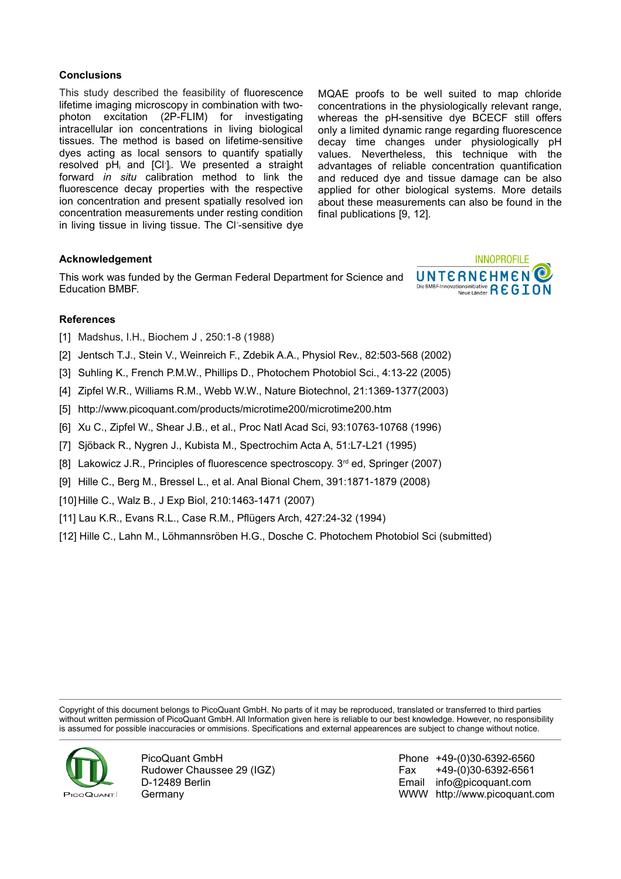## Conclusions

This study described the feasibility of fluorescence lifetime imaging microscopy in combination with two-photon excitation (2P-FLIM) for investigating intracellular ion concentrations in living biological tissues. The method is based on lifetime-sensitive dyes acting as local sensors to quantify spatially resolved $pH_i$ and $[Cl^-]_i$. We presented a straight forward *in situ* calibration method to link the fluorescence decay properties with the respective ion concentration and present spatially resolved ion concentration measurements under resting condition in living tissue in living tissue. The $Cl^-$-sensitive dye MQAE proofs to be well suited to map chloride concentrations in the physiologically relevant range, whereas the pH-sensitive dye BCECF still offers only a limited dynamic range regarding fluorescence decay time changes under physiologically pH values. Nevertheless, this technique with the advantages of reliable concentration quantification and reduced dye and tissue damage can be also applied for other biological systems. More details about these measurements can also be found in the final publications [9, 12].

## Acknowledgement

This work was funded by the German Federal Department for Science and Education BMBF.

INNOPROFILE
UNTERNEHMEN REGION
Die BMBF-Innovationsinitiative Neue Länder

## References

[1] Madshus, I.H., Biochem J , 250:1-8 (1988)

[2] Jentsch T.J., Stein V., Weinreich F., Zdebik A.A., Physiol Rev., 82:503-568 (2002)

[3] Suhling K., French P.M.W., Phillips D., Photochem Photobiol Sci., 4:13-22 (2005)

[4] Zipfel W.R., Williams R.M., Webb W.W., Nature Biotechnol, 21:1369-1377(2003)

[5] http://www.picoquant.com/products/microtime200/microtime200.htm

[6] Xu C., Zipfel W., Shear J.B., et al., Proc Natl Acad Sci, 93:10763-10768 (1996)

[7] Sjöback R., Nygren J., Kubista M., Spectrochim Acta A, 51:L7-L21 (1995)

[8] Lakowicz J.R., Principles of fluorescence spectroscopy. 3rd ed, Springer (2007)

[9] Hille C., Berg M., Bressel L., et al. Anal Bional Chem, 391:1871-1879 (2008)

[10] Hille C., Walz B., J Exp Biol, 210:1463-1471 (2007)

[11] Lau K.R., Evans R.L., Case R.M., Pflügers Arch, 427:24-32 (1994)

[12] Hille C., Lahn M., Löhmannsröben H.G., Dosche C. Photochem Photobiol Sci (submitted)

Copyright of this document belongs to PicoQuant GmbH. No parts of it may be reproduced, translated or transferred to third parties without written permission of PicoQuant GmbH. All Information given here is reliable to our best knowledge. However, no responsibility is assumed for possible inaccuracies or ommisions. Specifications and external appearences are subject to change without notice.

PicoQuant GmbH
Rudower Chaussee 29 (IGZ)
D-12489 Berlin
Germany

Phone +49-(0)30-6392-6560
Fax +49-(0)30-6392-6561
Email info@picoquant.com
WWW http://www.picoquant.com